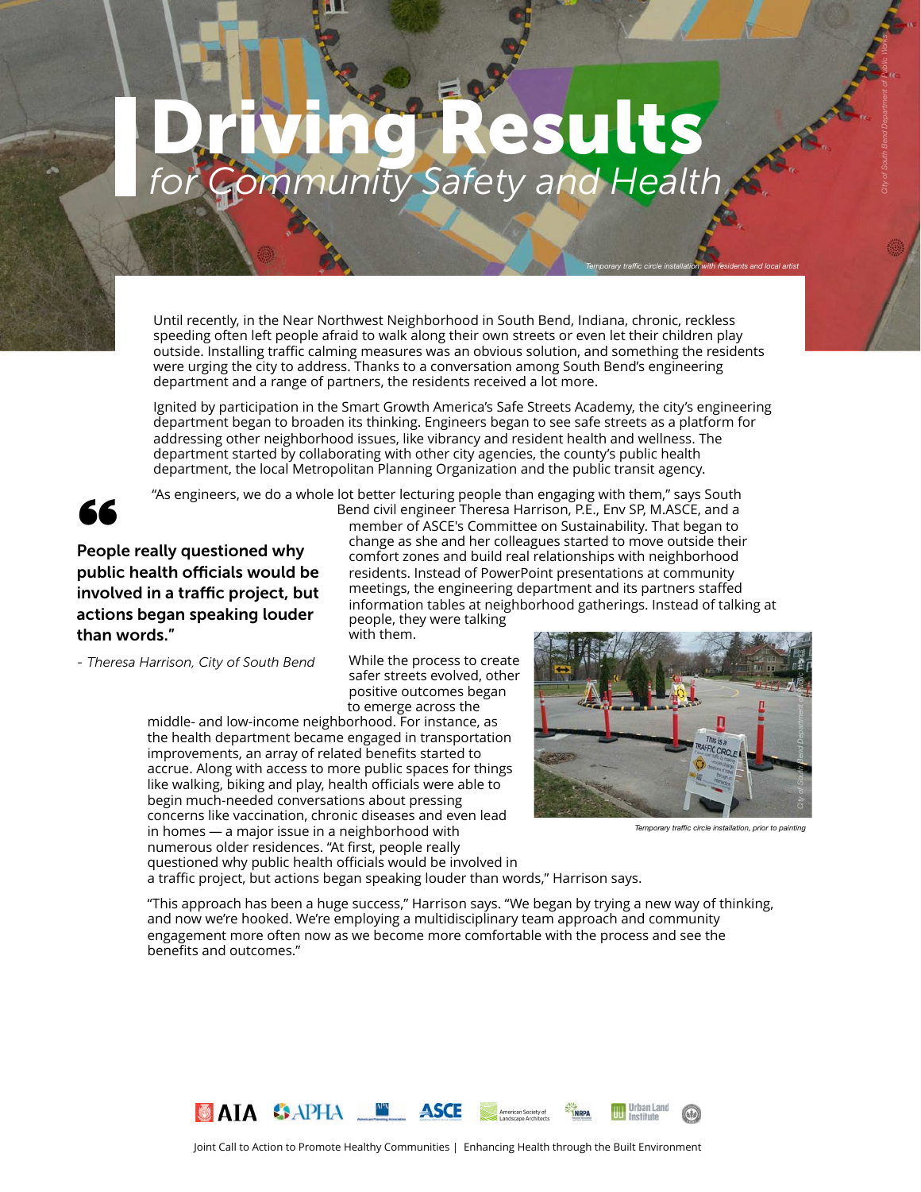# Driving Results
## *for Community Safety and Health*

*Temporary traffic circle installation with residents and local artist*

Until recently, in the Near Northwest Neighborhood in South Bend, Indiana, chronic, reckless speeding often left people afraid to walk along their own streets or even let their children play outside. Installing traffic calming measures was an obvious solution, and something the residents were urging the city to address. Thanks to a conversation among South Bend's engineering department and a range of partners, the residents received a lot more.

Ignited by participation in the Smart Growth America's Safe Streets Academy, the city's engineering department began to broaden its thinking. Engineers began to see safe streets as a platform for addressing other neighborhood issues, like vibrancy and resident health and wellness. The department started by collaborating with other city agencies, the county's public health department, the local Metropolitan Planning Organization and the public transit agency.

> **"People really questioned why public health officials would be involved in a traffic project, but actions began speaking louder than words."**
>
> *- Theresa Harrison, City of South Bend*

"As engineers, we do a whole lot better lecturing people than engaging with them," says South Bend civil engineer Theresa Harrison, P.E., Env SP, M.ASCE, and a member of ASCE's Committee on Sustainability. That began to change as she and her colleagues started to move outside their comfort zones and build real relationships with neighborhood residents. Instead of PowerPoint presentations at community meetings, the engineering department and its partners staffed information tables at neighborhood gatherings. Instead of talking at people, they were talking with them.

While the process to create safer streets evolved, other positive outcomes began to emerge across the middle- and low-income neighborhood. For instance, as the health department became engaged in transportation improvements, an array of related benefits started to accrue. Along with access to more public spaces for things like walking, biking and play, health officials were able to begin much-needed conversations about pressing concerns like vaccination, chronic diseases and even lead in homes — a major issue in a neighborhood with numerous older residences. "At first, people really questioned why public health officials would be involved in a traffic project, but actions began speaking louder than words," Harrison says.

*Temporary traffic circle installation, prior to painting*

"This approach has been a huge success," Harrison says. "We began by trying a new way of thinking, and now we're hooked. We're employing a multidisciplinary team approach and community engagement more often now as we become more comfortable with the process and see the benefits and outcomes."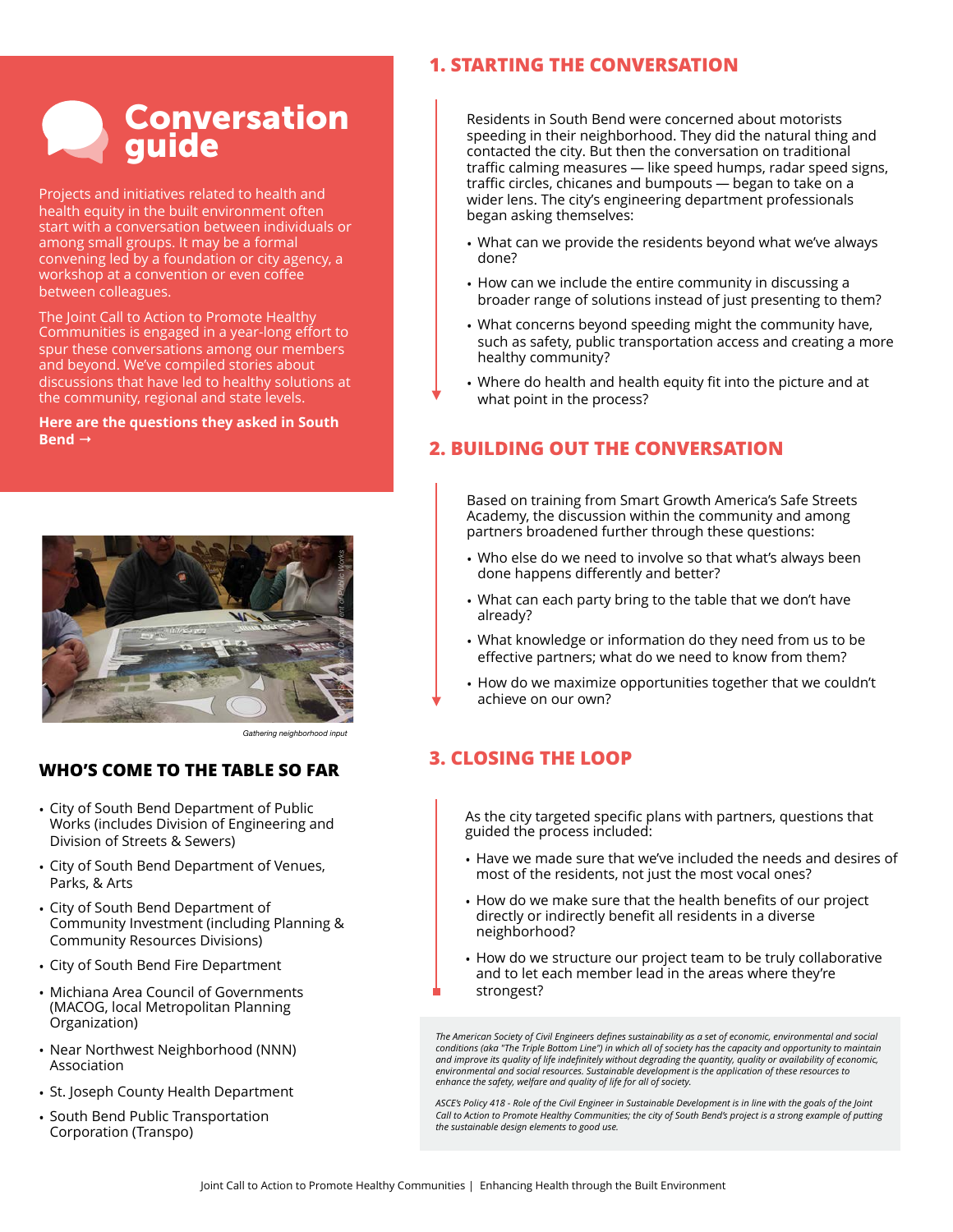# Conversation guide

Projects and initiatives related to health and health equity in the built environment often start with a conversation between individuals or among small groups. It may be a formal convening led by a foundation or city agency, a workshop at a convention or even coffee between colleagues.

The Joint Call to Action to Promote Healthy Communities is engaged in a year-long effort to spur these conversations among our members and beyond. We've compiled stories about discussions that have led to healthy solutions at the community, regional and state levels.

**Here are the questions they asked in South Bend →**

Gathering neighborhood input

## WHO'S COME TO THE TABLE SO FAR

- City of South Bend Department of Public Works (includes Division of Engineering and Division of Streets & Sewers)
- City of South Bend Department of Venues, Parks, & Arts
- City of South Bend Department of Community Investment (including Planning & Community Resources Divisions)
- City of South Bend Fire Department
- Michiana Area Council of Governments (MACOG, local Metropolitan Planning Organization)
- Near Northwest Neighborhood (NNN) Association
- St. Joseph County Health Department
- South Bend Public Transportation Corporation (Transpo)

## 1. STARTING THE CONVERSATION

Residents in South Bend were concerned about motorists speeding in their neighborhood. They did the natural thing and contacted the city. But then the conversation on traditional traffic calming measures — like speed humps, radar speed signs, traffic circles, chicanes and bumpouts — began to take on a wider lens. The city's engineering department professionals began asking themselves:

- What can we provide the residents beyond what we've always done?
- How can we include the entire community in discussing a broader range of solutions instead of just presenting to them?
- What concerns beyond speeding might the community have, such as safety, public transportation access and creating a more healthy community?
- Where do health and health equity fit into the picture and at what point in the process?

## 2. BUILDING OUT THE CONVERSATION

Based on training from Smart Growth America's Safe Streets Academy, the discussion within the community and among partners broadened further through these questions:

- Who else do we need to involve so that what's always been done happens differently and better?
- What can each party bring to the table that we don't have already?
- What knowledge or information do they need from us to be effective partners; what do we need to know from them?
- How do we maximize opportunities together that we couldn't achieve on our own?

## 3. CLOSING THE LOOP

As the city targeted specific plans with partners, questions that guided the process included:

- Have we made sure that we've included the needs and desires of most of the residents, not just the most vocal ones?
- How do we make sure that the health benefits of our project directly or indirectly benefit all residents in a diverse neighborhood?
- How do we structure our project team to be truly collaborative and to let each member lead in the areas where they're strongest?

*The American Society of Civil Engineers defines sustainability as a set of economic, environmental and social conditions (aka "The Triple Bottom Line") in which all of society has the capacity and opportunity to maintain and improve its quality of life indefinitely without degrading the quantity, quality or availability of economic, environmental and social resources. Sustainable development is the application of these resources to enhance the safety, welfare and quality of life for all of society.*

*ASCE's Policy 418 - Role of the Civil Engineer in Sustainable Development is in line with the goals of the Joint Call to Action to Promote Healthy Communities; the city of South Bend's project is a strong example of putting the sustainable design elements to good use.*